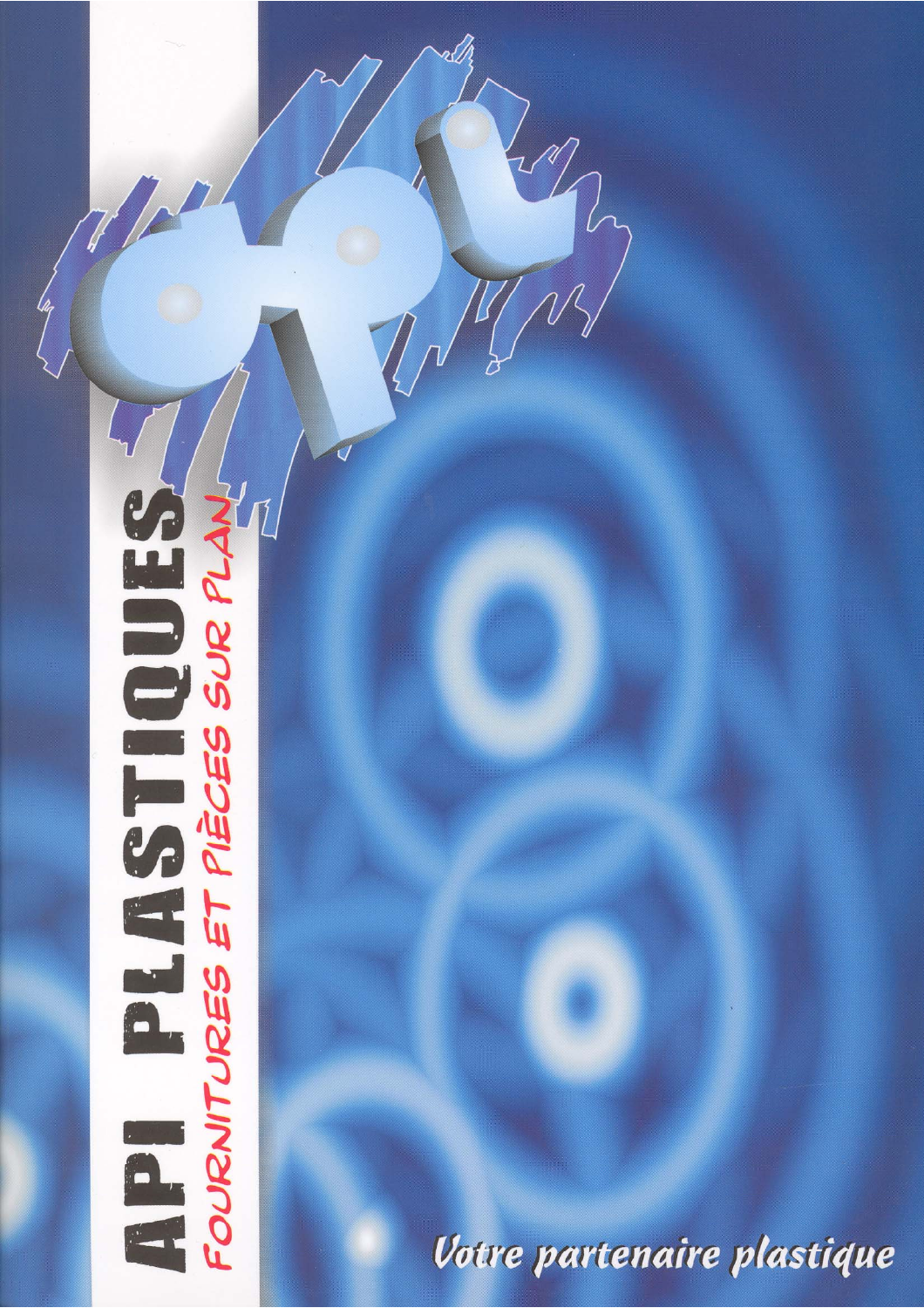# API PLASTIQUES

FOURNITURES ET PIÈCES SUR PLAN

*Votre partenaire plastique*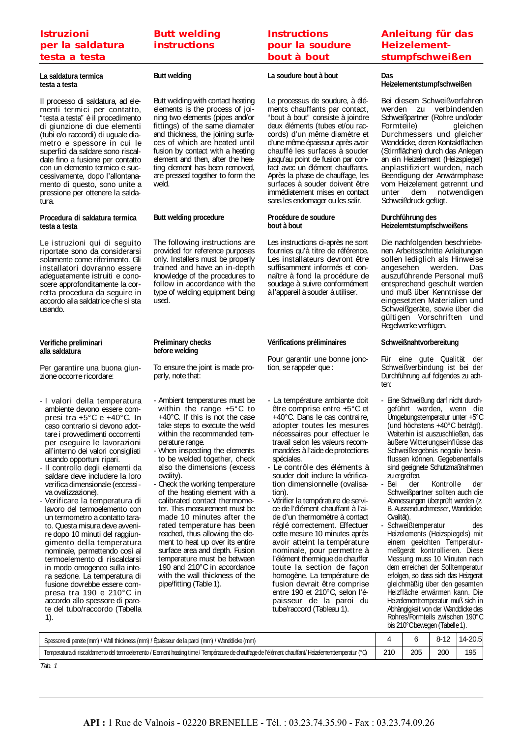# Istruzioni per la saldatura testa a testa

### La saldatura termica testa a testa

Il processo di saldatura, ad elementi termici per contatto, "testa a testa" è il procedimento di giunzione di due elementi (tubi e/o raccordi) di uguale diametro e spessore in cui le superfici da saldare sono riscaldate fino a fusione per contatto con un elemento termico e successivamente, dopo l'allontanamento di questo, sono unite a pressione per ottenere la saldatura.

### Procedura di saldatura termica testa a testa

Le istruzioni qui di seguito riportate sono da considerarsi solamente come riferimento. Gli installatori dovranno essere adeguatamente istruiti e conoscere approfonditamente la corretta procedura da seguire in accordo alla saldatrice che si sta usando.

### Verifiche preliminari alla saldatura

Per garantire una buona giunzione occorre ricordare:

- I valori della temperatura ambiente devono essere compresi tra +5°C e +40°C. In caso contrario si devono adottare i provvedimenti occorrenti per eseguire le lavorazioni all'interno dei valori consigliati usando opportuni ripari.
- Il controllo degli elementi da saldare deve includere la loro verifica dimensionale (eccessiva ovalizzazione).
- Verificare la temperatura di lavoro del termoelemento con un termometro a contatto tarato. Questa misura deve avvenire dopo 10 minuti del raggiungimento della temperatura nominale, permettendo così al termoelemento di riscaldarsi in modo omogeneo sulla intera sezione. La temperatura di fusione dovrebbe essere compresa tra 190 e 210°C in accordo allo spessore di parete del tubo/raccordo (Tabella 1).

# Butt welding instructions

### Butt welding

Butt welding with contact heating elements is the process of joining two elements (pipes and/or fittings) of the same diamater and thickness, the joining surfaces of which are heated until fusion by contact with a heating element and then, after the heating element has been removed, are pressed together to form the weld.

### Butt welding procedure

The following instructions are provided for reference purposes only. Installers must be properly trained and have an in-depth knowledge of the procedures to follow in accordance with the type of welding equipment being used.

### Preliminary checks before welding

To ensure the joint is made properly, note that:

- Ambient temperatures must be within the range +5°C to +40°C. If this is not the case take steps to execute the weld within the recommended temperature range.
- When inspecting the elements to be welded together, check also the dimensions (excess ovality).
- Check the working temperature of the heating element with a calibrated contact thermometer. This measurement must be made 10 minutes after the rated temperature has been reached, thus allowing the element to heat up over its entire surface area and depth. Fusion temperature must be between 190 and 210°C in accordance with the wall thickness of the pipe/fitting (Table 1).

# Instructions pour la soudure bout à bout

### La soudure bout à bout

Le processus de soudure, à éléments chauffants par contact, "bout à bout" consiste à joindre deux éléments (tubes et/ou raccords) d'un même diamètre et d'une même épaisseur après avoir chauffé les surfaces à souder jusqu'au point de fusion par contact avec un élément chauffants. Après la phase de chauffage, les surfaces à souder doivent être immédiatement mises en contact sans les endomager ou les salir.

### Procédure de soudure bout à bout

Les instructions ci-après ne sont fournies qu'à titre de référence. Les installateurs devront être suffisamment informés et connaître à fond la procédure de soudage à suivre conformément à l'appareil à souder à utiliser.

### Vérifications préliminaires

Pour garantir une bonne jonction, se rappeler que :

- La température ambiante doit être comprise entre +5°C et +40°C. Dans le cas contraire, adopter toutes les mesures nécessaires pour effectuer le travail selon les valeurs recommandées à l'aide de protections spéciales.
- Le contrôle des éléments à souder doit inclure la vérification dimensionnelle (ovalisation).
- Vérifier la température de service de l'élément chauffant à l'aide d'un thermomètre à contact réglé correctement. Effectuer cette mesure 10 minutes après avoir atteint la température nominale, pour permettre à l'élément thermique de chauffer toute la section de façon homogène. La température de fusion devrait être comprise entre 190 et 210°C, selon l'épaisseur de la paroi du tube/raccord (Tableau 1).

# Anleitung für das Heizelement-stumpfschweißen

### Das Heizelementstumpfschweißen

Bei diesem Schweißverfahren werden zu verbindenden Schweißpartner (Rohre und/oder Formteile) gleichen Durchmessers und gleicher Wanddicke, deren Kontaktflächen (Stirnflächen) durch das Anlegen an ein Heizelement (Heizspiegel) anplastifiziert wurden, nach Beendigung der Anwärmphase vom Heizelement getrennt und unter dem notwendigen Schweißdruck gefügt.

### Durchführung des Heizelemtstumpfschweißens

Die nachfolgenden beschriebenen Arbeitsschritte Anleitungen sollen lediglich als Hinweise angesehen werden. Das auszuführende Personal muß entsprechend geschult werden und muß über Kenntnisse der eingesetzten Materialien und Schweißgeräte, sowie über den gültigen Vorschriften und Regelwerke verfügen.

### Schweißnahtvorbereitung

Für eine gute Qualität der Schweißverbindung ist bei der Durchführung auf folgendes zu achten:

- Eine Schweißung darf nicht durchgeführt werden, wenn die Umgebungstemperatur unter +5°C (und höchstens +40°C beträgt). Weiterhin ist auszuschließen, das äußere Witterungseinflüsse das Schweißergebnis negativ beeinflussen können. Gegebenenfalls sind geeignete Schutzmaßnahmen zu ergreifen.
- Bei der Kontrolle der Schweißpartner sollten auch die Abmessungen überprüft werden (z. B. Aussendurchmesser, Wanddicke, Ovalität).
- Schweißtemperatur des Heizelements (Heizspiegels) mit einem geeichten Temperaturmeßgerät kontrollieren. Diese Messung muss 10 Minuten nach dem erreichen der Solltemperatur erfolgen, so dass sich das Heizgerät gleichmäßig über den gesamten Heizfläche erwärmen kann. Die Heizelementtemperatur muß sich in Abhängigkeit von der Wanddicke des Rohres/Formteils zwischen 190°C bis 210°C bewegen (Tabelle 1).

| Spessore di parete (mm) / Wall thickness (mm) / Épaisseur de la paroi (mm) / Wanddicke (mm) | 4 | 6 | 8-12 | 14-20.5 |
|---|---|---|---|---|
| Temperatura di riscaldamento del termoelemento / Element heating time / Température de chauffage de l'élément chauffant / Heizelementtemperatur (°C) | 210 | 205 | 200 | 195 |

*Tab. 1*

**API :** 1 Rue de Valnois - 02220 BRENELLE - Tél. : 03.23.74.35.90 - Fax : 03.23.74.09.26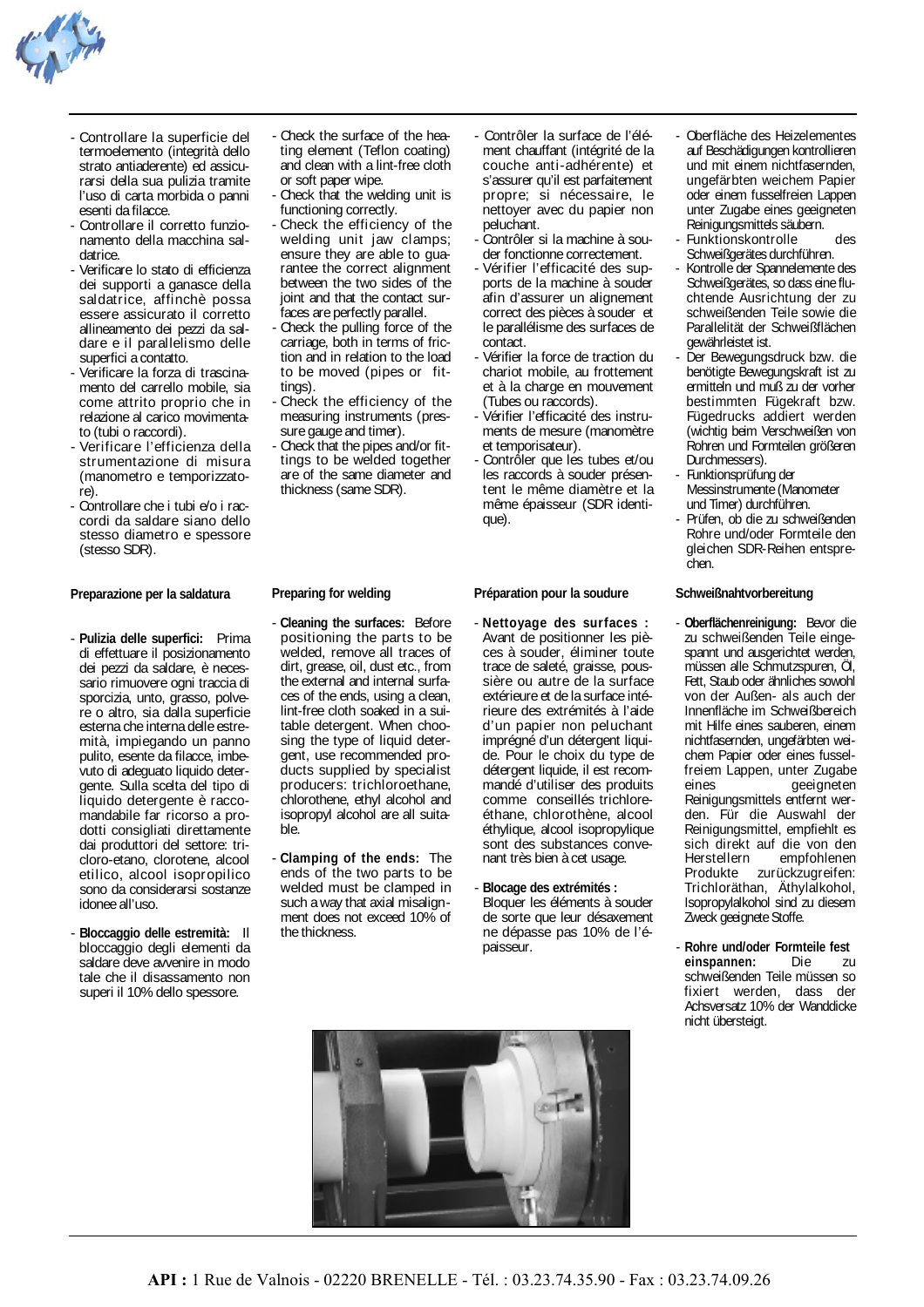- Controllare la superficie del termoelemento (integrità dello strato antiaderente) ed assicurarsi della sua pulizia tramite l'uso di carta morbida o panni esenti da filacce.
- Controllare il corretto funzionamento della macchina saldatrice.
- Verificare lo stato di efficienza dei supporti a ganasce della saldatrice, affinchè possa essere assicurato il corretto allineamento dei pezzi da saldare e il parallelismo delle superfici a contatto.
- Verificare la forza di trascinamento del carrello mobile, sia come attrito proprio che in relazione al carico movimentato (tubi o raccordi).
- Verificare l'efficienza della strumentazione di misura (manometro e temporizzatore).
- Controllare che i tubi e/o i raccordi da saldare siano dello stesso diametro e spessore (stesso SDR).

#### Preparazione per la saldatura

- **Pulizia delle superfici:** Prima di effettuare il posizionamento dei pezzi da saldare, è necessario rimuovere ogni traccia di sporcizia, unto, grasso, polvere o altro, sia dalla superficie esterna che interna delle estremità, impiegando un panno pulito, esente da filacce, imbevuto di adeguato liquido detergente. Sulla scelta del tipo di liquido detergente è raccomandabile far ricorso a prodotti consigliati direttamente dai produttori del settore: tricloro-etano, clorotene, alcool etilico, alcool isopropilico sono da considerarsi sostanze idonee all'uso.

- **Bloccaggio delle estremità:** Il bloccaggio degli elementi da saldare deve avvenire in modo tale che il disassamento non superi il 10% dello spessore.

- Check the surface of the heating element (Teflon coating) and clean with a lint-free cloth or soft paper wipe.
- Check that the welding unit is functioning correctly.
- Check the efficiency of the welding unit jaw clamps; ensure they are able to guarantee the correct alignment between the two sides of the joint and that the contact surfaces are perfectly parallel.
- Check the pulling force of the carriage, both in terms of friction and in relation to the load to be moved (pipes or fittings).
- Check the efficiency of the measuring instruments (pressure gauge and timer).
- Check that the pipes and/or fittings to be welded together are of the same diameter and thickness (same SDR).

#### Preparing for welding

- **Cleaning the surfaces:** Before positioning the parts to be welded, remove all traces of dirt, grease, oil, dust etc., from the external and internal surfaces of the ends, using a clean, lint-free cloth soaked in a suitable detergent. When choosing the type of liquid detergent, use recommended products supplied by specialist producers: trichloroethane, chlorothene, ethyl alcohol and isopropyl alcohol are all suitable.

- **Clamping of the ends:** The ends of the two parts to be welded must be clamped in such a way that axial misalignment does not exceed 10% of the thickness.

- Contrôler la surface de l'élément chauffant (intégrité de la couche anti-adhérente) et s'assurer qu'il est parfaitement propre; si nécessaire, le nettoyer avec du papier non peluchant.
- Contrôler si la machine à souder fonctionne correctement.
- Vérifier l'efficacité des supports de la machine à souder afin d'assurer un alignement correct des pièces à souder et le parallélisme des surfaces de contact.
- Vérifier la force de traction du chariot mobile, au frottement et à la charge en mouvement (Tubes ou raccords).
- Vérifier l'efficacité des instruments de mesure (manomètre et temporisateur).
- Contrôler que les tubes et/ou les raccords à souder présentent le même diamètre et la même épaisseur (SDR identique).

#### Préparation pour la soudure

- **Nettoyage des surfaces :** Avant de positionner les pièces à souder, éliminer toute trace de saleté, graisse, poussière ou autre de la surface extérieure et de la surface intérieure des extrémités à l'aide d'un papier non peluchant imprégné d'un détergent liquide. Pour le choix du type de détergent liquide, il est recommandé d'utiliser les produits comme conseillés trichloreéthane, chlorothène, alcool éthylique, alcool isopropylique sont des substances convenant très bien à cet usage.

- **Blocage des extrémités :** Bloquer les éléments à souder de sorte que leur désaxement ne dépasse pas 10% de l'épaisseur.

- Oberfläche des Heizelementes auf Beschädigungen kontrollieren und mit einem nichtfasernden, ungefärbten weichem Papier oder einem fusselfreien Lappen unter Zugabe eines geeigneten Reinigungsmittels säubern.
- Funktionskontrolle des Schweißgerätes durchführen.
- Kontrolle der Spannelemente des Schweißgerätes, so dass eine fluchtende Ausrichtung der zu schweißenden Teile sowie die Parallelität der Schweißflächen gewährleistet ist.
- Der Bewegungsdruck bzw. die benötigte Bewegungskraft ist zu ermitteln und muß zu der vorher bestimmten Fügekraft bzw. Fügedrucks addiert werden (wichtig beim Verschweißen von Rohren und Formteilen größeren Durchmessers).
- Funktionsprüfung der Messinstrumente (Manometer und Timer) durchführen.
- Prüfen, ob die zu schweißenden Rohre und/oder Formteile den gleichen SDR-Reihen entsprechen.

#### Schweißnahtvorbereitung

- **Oberflächenreinigung:** Bevor die zu schweißenden Teile eingespannt und ausgerichtet werden, müssen alle Schmutzspuren, Öl, Fett, Staub oder ähnliches sowohl von der Außen- als auch der Innenfläche im Schweißbereich mit Hilfe eines sauberen, einem nichtfasernden, ungefärbten weichem Papier oder eines fusselfreiem Lappen, unter Zugabe eines geeigneten Reinigungsmittels entfernt werden. Für die Auswahl der Reinigungsmittel, empfiehlt es sich direkt auf die von den Herstellern empfohlenen Produkte zurückzugreifen: Trichloräthan, Äthylalkohol, Isopropylalkohol sind zu diesem Zweck geeignete Stoffe.

- **Rohre und/oder Formteile fest einspannen:** Die zu schweißenden Teile müssen so fixiert werden, dass der Achsversatz 10% der Wanddicke nicht übersteigt.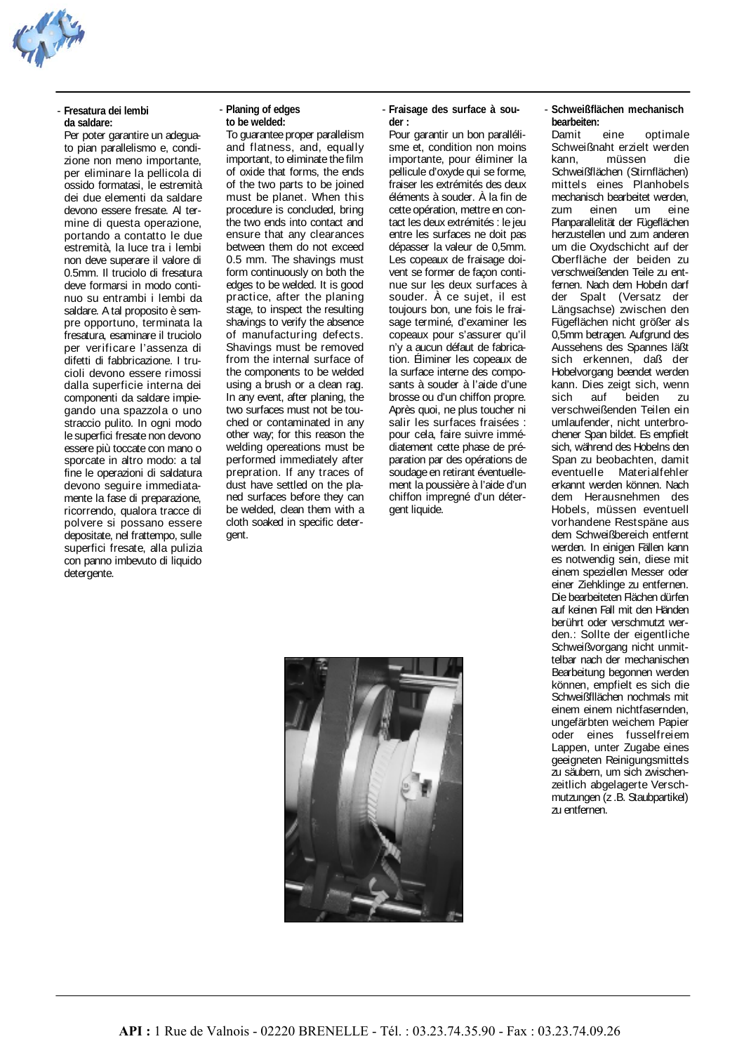- **Fresatura dei lembi da saldare:**

Per poter garantire un adeguato pian parallelismo e, condizione non meno importante, per eliminare la pellicola di ossido formatasi, le estremità dei due elementi da saldare devono essere fresate. Al termine di questa operazione, portando a contatto le due estremità, la luce tra i lembi non deve superare il valore di 0.5mm. Il truciolo di fresatura deve formarsi in modo continuo su entrambi i lembi da saldare. A tal proposito è sempre opportuno, terminata la fresatura, esaminare il truciolo per verificare l'assenza di difetti di fabbricazione. I trucioli devono essere rimossi dalla superficie interna dei componenti da saldare impiegando una spazzola o uno straccio pulito. In ogni modo le superfici fresate non devono essere più toccate con mano o sporcate in altro modo: a tal fine le operazioni di saldatura devono seguire immediatamente la fase di preparazione, ricorrendo, qualora tracce di polvere si possano essere depositate, nel frattempo, sulle superfici fresate, alla pulizia con panno imbevuto di liquido detergente.

- **Planing of edges to be welded:**

To guarantee proper parallelism and flatness, and, equally important, to eliminate the film of oxide that forms, the ends of the two parts to be joined must be planet. When this procedure is concluded, bring the two ends into contact and ensure that any clearances between them do not exceed 0.5 mm. The shavings must form continuously on both the edges to be welded. It is good practice, after the planing stage, to inspect the resulting shavings to verify the absence of manufacturing defects. Shavings must be removed from the internal surface of the components to be welded using a brush or a clean rag. In any event, after planing, the two surfaces must not be touched or contaminated in any other way; for this reason the welding opereations must be performed immediately after prepration. If any traces of dust have settled on the planed surfaces before they can be welded, clean them with a cloth soaked in specific detergent.

- **Fraisage des surface à souder :**

Pour garantir un bon parallélisme et, condition non moins importante, pour éliminer la pellicule d'oxyde qui se forme, fraiser les extrémités des deux éléments à souder. À la fin de cette opération, mettre en contact les deux extrémités : le jeu entre les surfaces ne doit pas dépasser la valeur de 0,5mm. Les copeaux de fraisage doivent se former de façon continue sur les deux surfaces à souder. À ce sujet, il est toujours bon, une fois le fraisage terminé, d'examiner les copeaux pour s'assurer qu'il n'y a aucun défaut de fabrication. Éliminer les copeaux de la surface interne des composants à souder à l'aide d'une brosse ou d'un chiffon propre. Après quoi, ne plus toucher ni salir les surfaces fraisées : pour cela, faire suivre immédiatement cette phase de préparation par des opérations de soudage en retirant éventuellement la poussière à l'aide d'un chiffon impregné d'un détergent liquide.

- **Schweißflächen mechanisch bearbeiten:**

Damit eine optimale Schweißnaht erzielt werden kann, müssen die Schweißflächen (Stirnflächen) mittels eines Planhobels mechanisch bearbeitet werden, zum einen um eine Planparallelität der Fügeflächen herzustellen und zum anderen um die Oxydschicht auf der Oberfläche der beiden zu verschweißenden Teile zu entfernen. Nach dem Hobeln darf der Spalt (Versatz der Längsachse) zwischen den Fügeflächen nicht größer als 0,5mm betragen. Aufgrund des Aussehens des Spannes läßt sich erkennen, daß der Hobelvorgang beendet werden kann. Dies zeigt sich, wenn sich auf beiden zu verschweißenden Teilen ein umlaufender, nicht unterbrochener Span bildet. Es empfielt sich, während des Hobelns den Span zu beobachten, damit eventuelle Materialfehler erkannt werden können. Nach dem Herausnehmen des Hobels, müssen eventuell vorhandene Restspäne aus dem Schweißbereich entfernt werden. In einigen Fällen kann es notwendig sein, diese mit einem speziellen Messer oder einer Ziehklinge zu entfernen. Die bearbeiteten Flächen dürfen auf keinen Fall mit den Händen berührt oder verschmutzt werden.: Sollte der eigentliche Schweißvorgang nicht unmittelbar nach der mechanischen Bearbeitung begonnen werden können, empfielt es sich die Schweißflächen nochmals mit einem einem nichtfasernden, ungefärbten weichem Papier oder eines fusselfreiem Lappen, unter Zugabe eines geeigneten Reinigungsmittels zu säubern, um sich zwischenzeitlich abgelagerte Verschmutzungen (z .B. Staubpartikel) zu entfernen.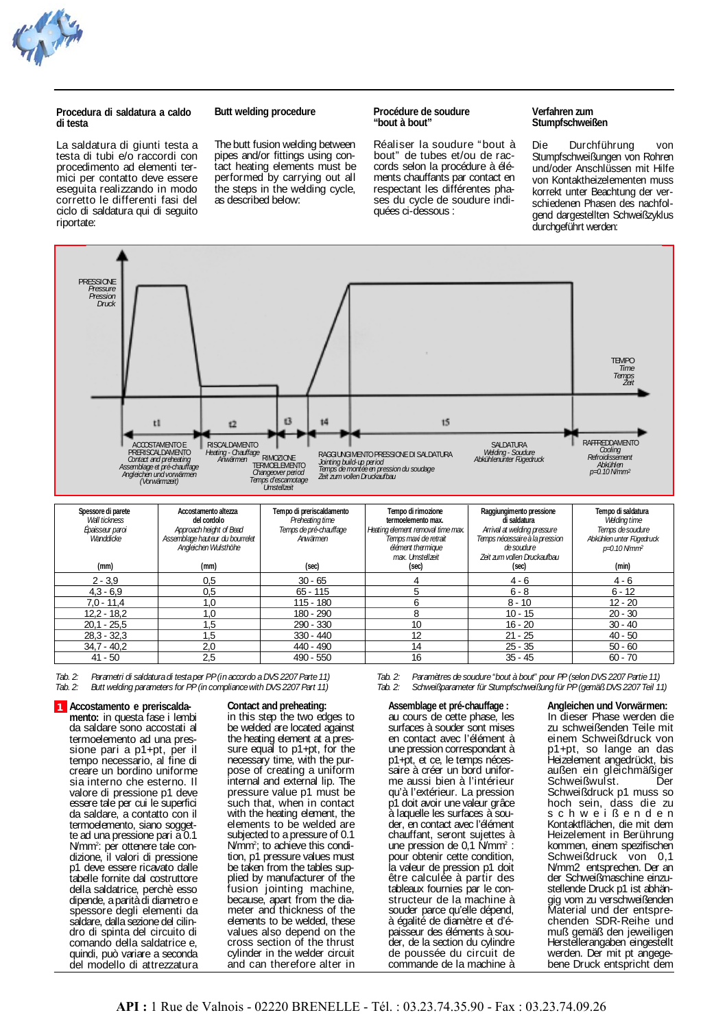### Procedura di saldatura a caldo di testa

La saldatura di giunti testa a testa di tubi e/o raccordi con procedimento ad elemento termici per contatto deve essere eseguita realizzando in modo corretto le differenti fasi del ciclo di saldatura qui di seguito riportate:

### Butt welding procedure

The butt fusion welding between pipes and/or fittings using contact heating elements must be performed by carrying out all the steps in the welding cycle, as described below:

### Procédure de soudure "bout à bout"

Réaliser la soudure "bout à bout" de tubes et/ou de raccords selon la procédure à éléments chauffants par contact en respectant les différentes phases du cycle de soudure indiquées ci-dessous :

### Verfahren zum Stumpfschweißen

Die Durchführung von Stumpfschweißungen von Rohren und/oder Anschlüssen mit Hilfe von Kontaktheizelementen muss korrekt unter Beachtung der verschiedenen Phasen des nachfolgend dargestellten Schweißzyklus durchgeführt werden:

PRESSIONE / *Pressure* / *Pression* / *Druck*

TEMPO / *Time* / *Temps* / *Zeit*

t1 — ACCOSTAMENTO E PRERISCALDAMENTO / *Contact and preheating* / *Assemblage et pré-chauffage* / *Angleichen und vorwärmen (Vorwärmzeit)*

t2 — RISCALDAMENTO / *Heating - Chauffage* / *Anwärmen*

t3 — RIMOZIONE TERMOELEMENTO / *Changeover period* / *Temps d'escamotage* / *Umstellzeit*

t4 — RAGGIUNGIMENTO PRESSIONE DI SALDATURA / *Jointing build-up period* / *Temps de montée en pression du soudage* / *Zeit zum vollen Druckaufbau*

t5 — SALDATURA / *Welding - Soudure* / *Abkühlen unter Fügedruck*

RAFFREDDAMENTO / *Cooling* / *Refroidissement* / *Abkühlen* / p=0.10 N/mm²

| Spessore di parete<br>*Wall tickness*<br>*Épaisseur paroi*<br>*Wanddicke*<br>(mm) | Accostamento altezza del cordolo<br>*Approach height of Bead*<br>*Assemblage hauteur du bourrelet*<br>*Angleichen Wulsthöhe*<br>(mm) | Tempo di preriscaldamento<br>*Preheating time*<br>*Temps de pré-chauffage*<br>*Anwärmen*<br>(sec) | Tempo di rimozione termoelemento max.<br>*Heating element removal time max.*<br>*Temps maxi de retrait élément thermique*<br>*max. Umstellzeit*<br>(sec) | Raggiungimento pressione di saldatura<br>*Arrival at welding pressure*<br>*Temps nécessaire à la pression de soudure*<br>*Zeit zum vollen Druckaufbau*<br>(sec) | Tempo di saldatura<br>*Welding time*<br>*Temps de soudure*<br>*Abkühlen unter Fügedruck*<br>p=0.10 N/mm²<br>(min) |
|---|---|---|---|---|---|
| 2 - 3,9 | 0,5 | 30 - 65 | 4 | 4 - 6 | 4 - 6 |
| 4,3 - 6,9 | 0,5 | 65 - 115 | 5 | 6 - 8 | 6 - 12 |
| 7,0 - 11,4 | 1,0 | 115 - 180 | 6 | 8 - 10 | 12 - 20 |
| 12,2 - 18,2 | 1,0 | 180 - 290 | 8 | 10 - 15 | 20 - 30 |
| 20,1 - 25,5 | 1,5 | 290 - 330 | 10 | 16 - 20 | 30 - 40 |
| 28,3 - 32,3 | 1,5 | 330 - 440 | 12 | 21 - 25 | 40 - 50 |
| 34,7 - 40,2 | 2,0 | 440 - 490 | 14 | 25 - 35 | 50 - 60 |
| 41 - 50 | 2,5 | 490 - 550 | 16 | 35 - 45 | 60 - 70 |

*Tab. 2: Parametri di saldatura di testa per PP (in accordo a DVS 2207 Parte 11)*
*Tab. 2: Butt welding parameters for PP (in compliance with DVS 2207 Part 11)*
*Tab. 2: Paramètres de soudure "bout à bout" pour PP (selon DVS 2207 Partie 11)*
*Tab. 2: Schweißparameter für Stumpfschweißung für PP (gemäß DVS 2207 Teil 11)*

**1 Accostamento e preriscaldamento:** in questa fase i lembi da saldare sono accostati al termoelemento ad una pressione pari a p1+pt, per il tempo necessario, al fine di creare un bordino uniforme sia interno che esterno. Il valore di pressione p1 deve essere tale per cui le superfici da saldare, a contatto con il termoelemento, siano soggette ad una pressione pari a 0.1 N/mm²: per ottenere tale condizione, il valori di pressione p1 deve essere ricavato dalle tabelle fornite dal costruttore della saldatrice, perchè esso dipende, a parità di diametro e spessore degli elementi da saldare, dalla sezione del cilindro di spinta del circuito di comando della saldatrice e, quindi, può variare a seconda del modello di attrezzatura

**Contact and preheating:** in this step the two edges to be welded are located against the heating element at a pressure equal to p1+pt, for the necessary time, with the purpose of creating a uniform internal and external lip. The pressure value p1 must be such that, when in contact with the heating element, the elements to be welded are subjected to a pressure of 0.1 N/mm²; to achieve this condition, p1 pressure values must be taken from the tables supplied by manufacturer of the fusion jointing machine, because, apart from the diameter and thickness of the elements to be welded, these values also depend on the cross section of the thrust cylinder in the welder circuit and can therefore alter in

**Assemblage et pré-chauffage :** au cours de cette phase, les surfaces à souder sont mises en contact avec l'élément à une pression correspondant à p1+pt, et ce, le temps nécessaire à créer un bord uniforme aussi bien à l'intérieur qu'à l'extérieur. La pression p1 doit avoir une valeur grâce à laquelle les surfaces à souder, en contact avec l'élément chauffant, seront sujettes à une pression de 0,1 N/mm² : pour obtenir cette condition, la valeur de pression p1 doit être calculée à partir des tableaux fournies par le constructeur de la machine à souder parce qu'elle dépend, à égalité de diamètre et d'épaisseur des éléments à souder, de la section du cylindre de poussée du circuit de commande de la machine à

**Angleichen und Vorwärmen:** In dieser Phase werden die zu schweißenden Teile mit einem Schweißdruck von p1+pt, so lange an das Heizelement angedrückt, bis außen ein gleichmäßiger Schweißwulst. Der Schweißdruck p1 muss so hoch sein, dass die zu schweißenden Kontaktflächen, die mit dem Heizelement in Berührung kommen, einem spezifischen Schweißdruck von 0,1 N/mm2 entsprechen. Der an der Schweißmaschine einzustellende Druck p1 ist abhängig vom zu verschweißenden Material und der entsprechenden SDR-Reihe und muß gemäß den jeweiligen Herstellerangaben eingestellt werden. Der mit pt angegebene Druck entspricht dem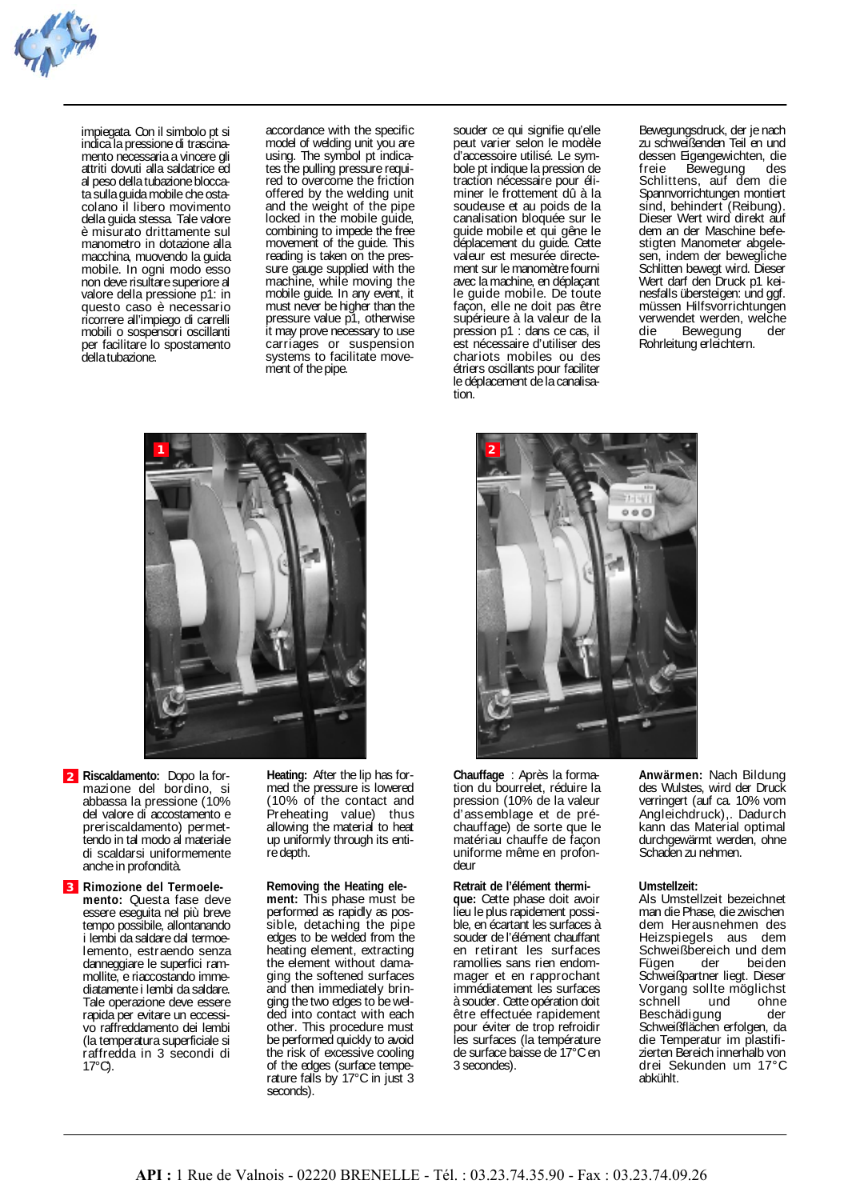impiegata. Con il simbolo pt si indica la pressione di trascinamento necessaria a vincere gli attriti dovuti alla saldatrice ed al peso della tubazione bloccata sulla guida mobile che ostacolano il libero movimento della guida stessa. Tale valore è misurato drittamente sul manometro in dotazione alla macchina, muovendo la guida mobile. In ogni modo esso non deve risultare superiore al valore della pressione p1: in questo caso è necessario ricorrere all'impiego di carrelli mobili o sospensori oscillanti per facilitare lo spostamento della tubazione.

accordance with the specific model of welding unit you are using. The symbol pt indicates the pulling pressure required to overcome the friction offered by the welding unit and the weight of the pipe locked in the mobile guide, combining to impede the free movement of the guide. This reading is taken on the pressure gauge supplied with the machine, while moving the mobile guide. In any event, it must never be higher than the pressure value p1, otherwise it may prove necessary to use carriages or suspension systems to facilitate movement of the pipe.

souder ce qui signifie qu'elle peut varier selon le modèle d'accessoire utilisé. Le symbole pt indique la pression de traction nécessaire pour éliminer le frottement dû à la soudeuse et au poids de la canalisation bloquée sur le guide mobile et qui gêne le déplacement du guide. Cette valeur est mesurée directement sur le manomètre fourni avec la machine, en déplaçant le guide mobile. De toute façon, elle ne doit pas être supérieure à la valeur de la pression p1 : dans ce cas, il est nécessaire d'utiliser des chariots mobiles ou des étriers oscillants pour faciliter le déplacement de la canalisation.

Bewegungsdruck, der je nach zu schweißenden Teil en und dessen Eigengewichten, die freie Bewegung des Schlittens, auf dem die Spannvorrichtungen montiert sind, behindert (Reibung). Dieser Wert wird direkt auf dem an der Maschine befestigten Manometer abgelesen, indem der bewegliche Schlitten bewegt wird. Dieser Wert darf den Druck p1 keinesfalls übersteigen: und ggf. müssen Hilfsvorrichtungen verwendet werden, welche die Bewegung der Rohrleitung erleichtern.

1

2

**2 Riscaldamento:** Dopo la formazione del bordino, si abbassa la pressione (10% del valore di accostamento e preriscaldamento) permettendo in tal modo al materiale di scaldarsi uniformemente anche in profondità.

**3 Rimozione del Termoelemento:** Questa fase deve essere eseguita nel più breve tempo possibile, allontanando i lembi da saldare dal termoelemento, estraendo senza danneggiare le superfici rammollite, e riaccostando immediatamente i lembi da saldare. Tale operazione deve essere rapida per evitare un eccessivo raffreddamento dei lembi (la temperatura superficiale si raffredda in 3 secondi di 17°C).

**Heating:** After the lip has formed the pressure is lowered (10% of the contact and Preheating value) thus allowing the material to heat up uniformly through its entire depth.

**Removing the Heating element:** This phase must be performed as rapidly as possible, detaching the pipe edges to be welded from the heating element, extracting the element without damaging the softened surfaces and then immediately bringing the two edges to be welded into contact with each other. This procedure must be performed quickly to avoid the risk of excessive cooling of the edges (surface temperature falls by 17°C in just 3 seconds).

**Chauffage** : Après la formation du bourrelet, réduire la pression (10% de la valeur d'assemblage et de préchauffage) de sorte que le matériau chauffe de façon uniforme même en profondeur

**Retrait de l'élément thermique:** Cette phase doit avoir lieu le plus rapidement possible, en écartant les surfaces à souder de l'élément chauffant en retirant les surfaces ramollies sans rien endommager et en rapprochant immédiatement les surfaces à souder. Cette opération doit être effectuée rapidement pour éviter de trop refroidir les surfaces (la température de surface baisse de 17°C en 3 secondes).

**Anwärmen:** Nach Bildung des Wulstes, wird der Druck verringert (auf ca. 10% vom Angleichdruck),. Dadurch kann das Material optimal durchgewärmt werden, ohne Schaden zu nehmen.

**Umstellzeit:**
Als Umstellzeit bezeichnet man die Phase, die zwischen dem Herausnehmen des Heizspiegels aus dem Schweißbereich und dem Fügen der beiden Schweißpartner liegt. Dieser Vorgang sollte möglichst schnell und ohne Beschädigung der Schweißflächen erfolgen, da die Temperatur im plastifizierten Bereich innerhalb von drei Sekunden um 17°C abkühlt.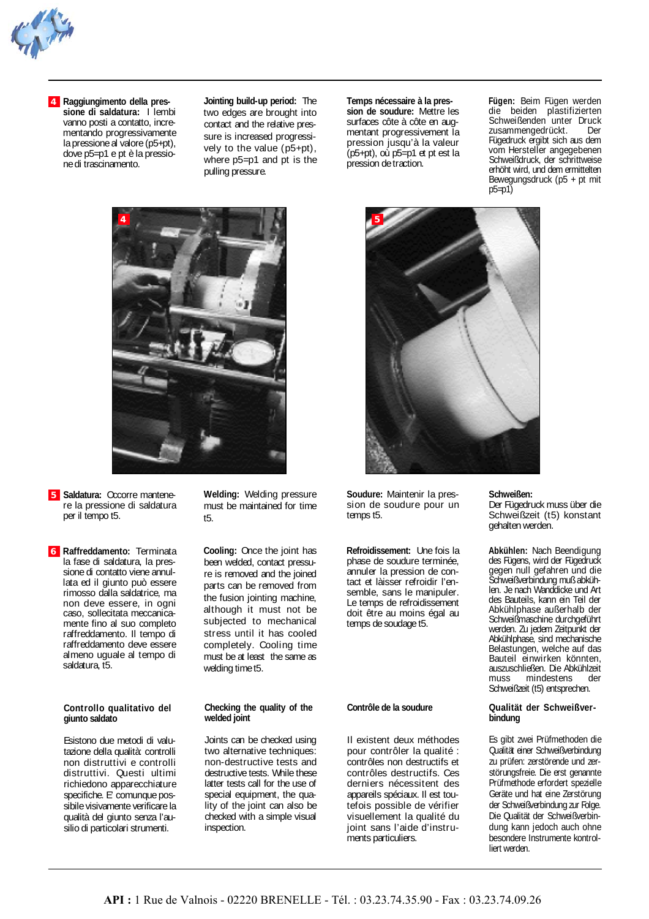**4** **Raggiungimento della pressione di saldatura:** I lembi vanno posti a contatto, incrementando progressivamente la pressione al valore (p5+pt), dove p5=p1 e pt è la pressione di trascinamento.

**Jointing build-up period:** The two edges are brought into contact and the relative pressure is increased progressively to the value (p5+pt), where p5=p1 and pt is the pulling pressure.

**Temps nécessaire à la pression de soudure:** Mettre les surfaces côte à côte en augmentant progressivement la pression jusqu'à la valeur (p5+pt), où p5=p1 et pt est la pression de traction.

**Fügen:** Beim Fügen werden die beiden plastifizierten Schweißenden unter Druck zusammengedrückt. Der Fügedruck ergibt sich aus dem vom Hersteller angegebenen Schweißdruck, der schrittweise erhöht wird, und dem ermittelten Bewegungsdruck (p5 + pt mit p5=p1)

**5** **Saldatura:** Occorre mantenere la pressione di saldatura per il tempo t5.

**Welding:** Welding pressure must be maintained for time t5.

**Soudure:** Maintenir la pression de soudure pour un temps t5.

**Schweißen:** Der Fügedruck muss über die Schweißzeit (t5) konstant gehalten werden.

**6** **Raffreddamento:** Terminata la fase di saldatura, la pressione di contatto viene annullata ed il giunto può essere rimosso dalla saldatrice, ma non deve essere, in ogni caso, sollecitata meccanicamente fino al suo completo raffreddamento. Il tempo di raffreddamento deve essere almeno uguale al tempo di saldatura, t5.

**Cooling:** Once the joint has been welded, contact pressure is removed and the joined parts can be removed from the fusion jointing machine, although it must not be subjected to mechanical stress until it has cooled completely. Cooling time must be at least the same as welding time t5.

**Refroidissement:** Une fois la phase de soudure terminée, annuler la pression de contact et lâisser refroidir l'ensemble, sans le manipuler. Le temps de refroidissement doit être au moins égal au temps de soudage t5.

**Abkühlen:** Nach Beendigung des Fügens, wird der Fügedruck gegen null gefahren und die Schweißverbindung muß abkühlen. Je nach Wanddicke und Art des Bauteils, kann ein Teil der Abkühlphase außerhalb der Schweißmaschine durchgeführt werden. Zu jedem Zeitpunkt der Abkühlphase, sind mechanische Belastungen, welche auf das Bauteil einwirken könnten, auszuschließen. Die Abkühlzeit muss mindestens der Schweißzeit (t5) entsprechen.

## Controllo qualitativo del giunto saldato

Esistono due metodi di valutazione della qualità: controlli non distruttivi e controlli distruttivi. Questi ultimi richiedono apparecchiature specifiche. E' comunque possibile visivamente verificare la qualità del giunto senza l'ausilio di particolari strumenti.

## Checking the quality of the welded joint

Joints can be checked using two alternative techniques: non-destructive tests and destructive tests. While these latter tests call for the use of special equipment, the quality of the joint can also be checked with a simple visual inspection.

## Contrôle de la soudure

Il existent deux méthodes pour contrôler la qualité : contrôles non destructifs et contrôles destructifs. Ces derniers nécessitent des appareils spéciaux. Il est toutefois possible de vérifier visuellement la qualité du joint sans l'aide d'instruments particuliers.

## Qualität der Schweißverbindung

Es gibt zwei Prüfmethoden die Qualität einer Schweißverbindung zu prüfen: zerstörende und zerstörungsfreie. Die erst genannte Prüfmethode erfordert spezielle Geräte und hat eine Zerstörung der Schweißverbindung zur Folge. Die Qualität der Schweißverbindung kann jedoch auch ohne besondere Instrumente kontrolliert werden.

**API :** 1 Rue de Valnois - 02220 BRENELLE - Tél. : 03.23.74.35.90 - Fax : 03.23.74.09.26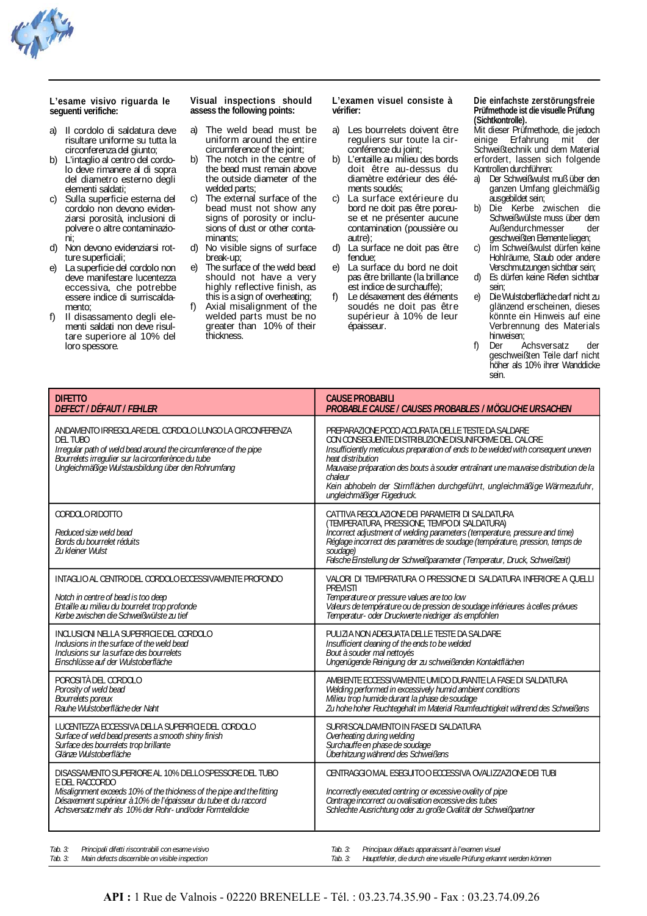**L'esame visivo riguarda le seguenti verifiche:**

a) Il cordolo di saldatura deve risultare uniforme su tutta la circonferenza del giunto;
b) L'intaglio al centro del cordolo deve rimanere al di sopra del diametro esterno degli elementi saldati;
c) Sulla superficie esterna del cordolo non devono evidenziarsi porosità, inclusioni di polvere o altre contaminazioni;
d) Non devono evidenziarsi rotture superficiali;
e) La superficie del cordolo non deve manifestare lucentezza eccessiva, che potrebbe essere indice di surriscaldamento;
f) Il disassamento degli elementi saldati non deve risultare superiore al 10% del loro spessore.

**Visual inspections should assess the following points:**

a) The weld bead must be uniform around the entire circumference of the joint;
b) The notch in the centre of the bead must remain above the outside diameter of the welded parts;
c) The external surface of the bead must not show any signs of porosity or inclusions of dust or other contaminants;
d) No visible signs of surface break-up;
e) The surface of the weld bead should not have a very highly reflective finish, as this is a sign of overheating;
f) Axial misalignment of the welded parts must be no greater than 10% of their thickness.

**L'examen visuel consiste à vérifier:**

a) Les bourrelets doivent être reguliers sur toute la circonférence du joint;
b) L'entaille au milieu des bords doit être au-dessus du diamètre extérieur des éléments soudés;
c) La surface extérieure du bord ne doit pas être poreuse et ne présenter aucune contamination (poussière ou autre);
d) La surface ne doit pas être fendue;
e) La surface du bord ne doit pas être brillante (la brillance est indice de surchauffe);
f) Le désaxement des éléments soudés ne doit pas être supérieur à 10% de leur épaisseur.

**Die einfachste zerstörungsfreie Prüfmethode ist die visuelle Prüfung (Sichtkontrolle).**
Mit dieser Prüfmethode, die jedoch einige Erfahrung mit der Schweißtechnik und dem Material erfordert, lassen sich folgende Kontrollen durchführen:

a) Der Schweißwulst muß über den ganzen Umfang gleichmäßig ausgebildet sein;
b) Die Kerbe zwischen die Schweißwülste muss über dem Außendurchmesser der geschweißten Elemente liegen;
c) Im Schweißwulst dürfen keine Hohlräume, Staub oder andere Verschmutzungen sichtbar sein;
d) Es dürfen keine Riefen sichtbar sein;
e) Die Wulstoberfläche darf nicht zu glänzend erscheinen, dieses könnte ein Hinweis auf eine Verbrennung des Materials hinweisen;
f) Der Achsversatz der geschweißten Teile darf nicht höher als 10% ihrer Wanddicke sein.

| DIFETTO<br>*DEFECT / DÉFAUT / FEHLER* | CAUSE PROBABILI<br>*PROBABLE CAUSE / CAUSES PROBABLES / MÖGLICHE URSACHEN* |
|---|---|
| ANDAMENTO IRREGOLARE DEL CORDOLO LUNGO LA CIRCONFERENZA DEL TUBO<br>*Irregular path of weld bead around the circumference of the pipe*<br>*Bourrelets irregulier sur la circonférence du tube*<br>*Ungleichmäßige Wulstausbildung über den Rohrumfang* | PREPARAZIONE POCO ACCURATA DELLE TESTE DA SALDARE CON CONSEGUENTE DISTRIBUZIONE DISUNIFORME DEL CALORE<br>*Insufficiently meticulous preparation of ends to be welded with consequent uneven heat distribution*<br>*Mauvaise préparation des bouts à souder entraînant une mauvaise distribution de la chaleur*<br>*Kein abhobeln der Stirnflächen durchgeführt, ungleichmäßige Wärmezufuhr, ungleichmäßiger Fügedruck.* |
| CORDOLO RIDOTTO<br>*Reduced size weld bead*<br>*Bords du bourrelet réduits*<br>*Zu kleiner Wulst* | CATTIVA REGOLAZIONE DEI PARAMETRI DI SALDATURA (TEMPERATURA, PRESSIONE, TEMPO DI SALDATURA)<br>*Incorrect adjustment of welding parameters (temperature, pressure and time)*<br>*Réglage incorrect des paramètres de soudage (température, pression, temps de soudage)*<br>*Falsche Einstellung der Schweißparameter (Temperatur, Druck, Schweißzeit)* |
| INTAGLIO AL CENTRO DEL CORDOLO ECCESSIVAMENTE PROFONDO<br>*Notch in centre of bead is too deep*<br>*Entaille au milieu du bourrelet trop profonde*<br>*Kerbe zwischen die Schweißwülste zu tief* | VALORI DI TEMPERATURA O PRESSIONE DI SALDATURA INFERIORE A QUELLI PREVISTI<br>*Temperature or pressure values are too low*<br>*Valeurs de température ou de pression de soudage inférieures à celles prévues*<br>*Temperatur- oder Druckwerte niedriger als empfohlen* |
| INCLUSIONI NELLA SUPERFICIE DEL CORDOLO<br>*Inclusions in the surface of the weld bead*<br>*Inclusions sur la surface des bourrelets*<br>*Einschlüsse auf der Wulstoberfläche* | PULIZIA NON ADEGUATA DELLE TESTE DA SALDARE<br>*Insufficient cleaning of the ends to be welded*<br>*Bout à souder mal nettoyés*<br>*Ungenügende Reinigung der zu schweißenden Kontaktflächen* |
| POROSITÀ DEL CORDOLO<br>*Porosity of weld bead*<br>*Bourrelets poreux*<br>*Rauhe Wulstoberfläche der Naht* | AMBIENTE ECCESSIVAMENTE UMIDO DURANTE LA FASE DI SALDATURA<br>*Welding performed in excessively humid ambient conditions*<br>*Milieu trop humide durant la phase de soudage*<br>*Zu hohe hoher Feuchtegehalt im Material Raumfeuchtigkeit während des Schweißens* |
| LUCENTEZZA ECCESSIVA DELLA SUPERFICIE DEL CORDOLO<br>*Surface of weld bead presents a smooth shiny finish*<br>*Surface des bourrelets trop brillante*<br>*Glänze Wulstoberfläche* | SURRISCALDAMENTO IN FASE DI SALDATURA<br>*Overheating during welding*<br>*Surchauffe en phase de soudage*<br>*Überhitzung während des Schweißens* |
| DISASSAMENTO SUPERIORE AL 10% DELLO SPESSORE DEL TUBO E DEL RACCORDO<br>*Misalignment exceeds 10% of the thickness of the pipe and the fitting*<br>*Désaxement supérieur à 10% de l'épaisseur du tube et du raccord*<br>*Achsversatz mehr als 10% der Rohr- und/oder Formteildicke* | CENTRAGGIO MAL ESEGUITO O ECCESSIVA OVALIZZAZIONE DEI TUBI<br>*Incorrectly executed centring or excessive ovality of pipe*<br>*Centrage incorrect ou ovalisation excessive des tubes*<br>*Schlechte Ausrichtung oder zu große Ovalität der Schweißpartner* |

*Tab. 3: Principali difetti riscontrabili con esame visivo*
*Tab. 3: Main defects discernible on visible inspection*
*Tab. 3: Principaux défauts apparaissant à l'examen visuel*
*Tab. 3: Hauptfehler, die durch eine visuelle Prüfung erkannt werden können*

**API :** 1 Rue de Valnois - 02220 BRENELLE - Tél. : 03.23.74.35.90 - Fax : 03.23.74.09.26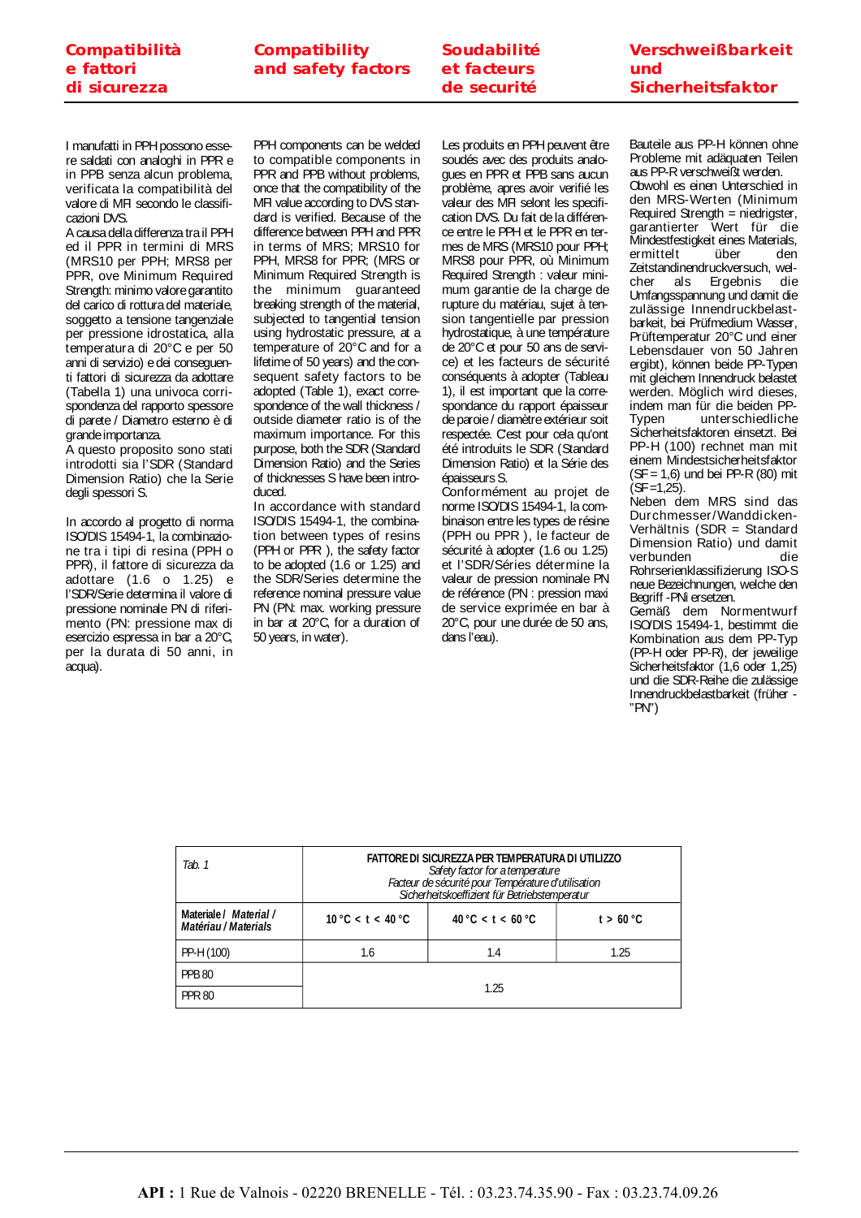## Compatibilità e fattori di sicurezza

I manufatti in PPH possono essere saldati con analoghi in PPR e in PPB senza alcun problema, verificata la compatibilità del valore di MFI secondo le classificazioni DVS.
A causa della differenza tra il PPH ed il PPR in termini di MRS (MRS10 per PPH; MRS8 per PPR, ove Minimum Required Strength: minimo valore garantito del carico di rottura del materiale, soggetto a tensione tangenziale per pressione idrostatica, alla temperatura di 20°C e per 50 anni di servizio) e dei conseguenti fattori di sicurezza da adottare (Tabella 1) una univoca corrispondenza del rapporto spessore di parete / Diametro esterno è di grande importanza.
A questo proposito sono stati introdotti sia l'SDR (Standard Dimension Ratio) che la Serie degli spessori S.

In accordo al progetto di norma ISO/DIS 15494-1, la combinazione tra i tipi di resina (PPH o PPR), il fattore di sicurezza da adottare (1.6 o 1.25) e l'SDR/Serie determina il valore di pressione nominale PN di riferimento (PN: pressione max di esercizio espressa in bar a 20°C, per la durata di 50 anni, in acqua).

## Compatibility and safety factors

PPH components can be welded to compatible components in PPR and PPB without problems, once that the compatibility of the MFI value according to DVS standard is verified. Because of the difference between PPH and PPR in terms of MRS; MRS10 for PPH, MRS8 for PPR; (MRS or Minimum Required Strength is the minimum guaranteed breaking strength of the material, subjected to tangential tension using hydrostatic pressure, at a temperature of 20°C and for a lifetime of 50 years) and the consequent safety factors to be adopted (Table 1), exact correspondence of the wall thickness / outside diameter ratio is of the maximum importance. For this purpose, both the SDR (Standard Dimension Ratio) and the Series of thicknesses S have been introduced.
In accordance with standard ISO/DIS 15494-1, the combination between types of resins (PPH or PPR ), the safety factor to be adopted (1.6 or 1.25) and the SDR/Series determine the reference nominal pressure value PN (PN: max. working pressure in bar at 20°C, for a duration of 50 years, in water).

## Soudabilité et facteurs de securité

Les produits en PPH peuvent être soudés avec des produits analogues en PPR et PPB sans aucun problème, apres avoir verifié les valeur des MFI selont les specification DVS. Du fait de la différence entre le PPH et le PPR en termes de MRS (MRS10 pour PPH; MRS8 pour PPR, où Minimum Required Strength : valeur minimum garantie de la charge de rupture du matériau, sujet à tension tangentielle par pression hydrostatique, à une température de 20°C et pour 50 ans de service) et les facteurs de sécurité conséquents à adopter (Tableau 1), il est important que la correspondance du rapport épaisseur de paroie / diamètre extérieur soit respectée. C'est pour cela qu'ont été introduits le SDR (Standard Dimension Ratio) et la Série des épaisseurs S.
Conformément au projet de norme ISO/DIS 15494-1, la combinaison entre les types de résine (PPH ou PPR ), le facteur de sécurité à adopter (1.6 ou 1.25) et l'SDR/Séries détermine la valeur de pression nominale PN de référence (PN : pression maxi de service exprimée en bar à 20°C, pour une durée de 50 ans, dans l'eau).

## Verschweißbarkeit und Sicherheitsfaktor

Bauteile aus PP-H können ohne Probleme mit adäquaten Teilen aus PP-R verschweißt werden.
Obwohl es einen Unterschied in den MRS-Werten (Minimum Required Strength = niedrigster, garantierter Wert für die Mindestfestigkeit eines Materials, ermittelt über den Zeitstandinnendruckversuch, welcher als Ergebnis die Umfangsspannung und damit die zulässige Innendruckbelastbarkeit, bei Prüfmedium Wasser, Prüftemperatur 20°C und einer Lebensdauer von 50 Jahren ergibt), können beide PP-Typen mit gleichem Innendruck belastet werden. Möglich wird dieses, indem man für die beiden PP-Typen unterschiedliche Sicherheitsfaktoren einsetzt. Bei PP-H (100) rechnet man mit einem Mindestsicherheitsfaktor (SF = 1,6) und bei PP-R (80) mit (SF=1,25).
Neben dem MRS sind das Durchmesser/Wanddicken-Verhältnis (SDR = Standard Dimension Ratio) und damit verbunden die Rohrserienklassifizierung ISO-S neue Bezeichnungen, welche den Begriff -PN ersetzen.
Gemäß dem Normentwurf ISO/DIS 15494-1, bestimmt die Kombination aus dem PP-Typ (PP-H oder PP-R), der jeweilige Sicherheitsfaktor (1,6 oder 1,25) und die SDR-Reihe die zulässige Innendruckbelastbarkeit (früher - "PN")

| *Tab. 1* | **FATTORE DI SICUREZZA PER TEMPERATURA DI UTILIZZO**<br>*Safety factor for a temperature*<br>*Facteur de sécurité pour Température d'utilisation*<br>*Sicherheitskoeffizient für Betriebstemperatur* | | |
|---|---|---|---|
| **Materiale / *Material / Matériau / Materials*** | **10 °C < t < 40 °C** | **40 °C < t < 60 °C** | **t > 60 °C** |
| PP-H (100) | 1.6 | 1.4 | 1.25 |
| PPB 80 | 1.25 | | |
| PPR 80 | | | |

**API :** 1 Rue de Valnois - 02220 BRENELLE - Tél. : 03.23.74.35.90 - Fax : 03.23.74.09.26